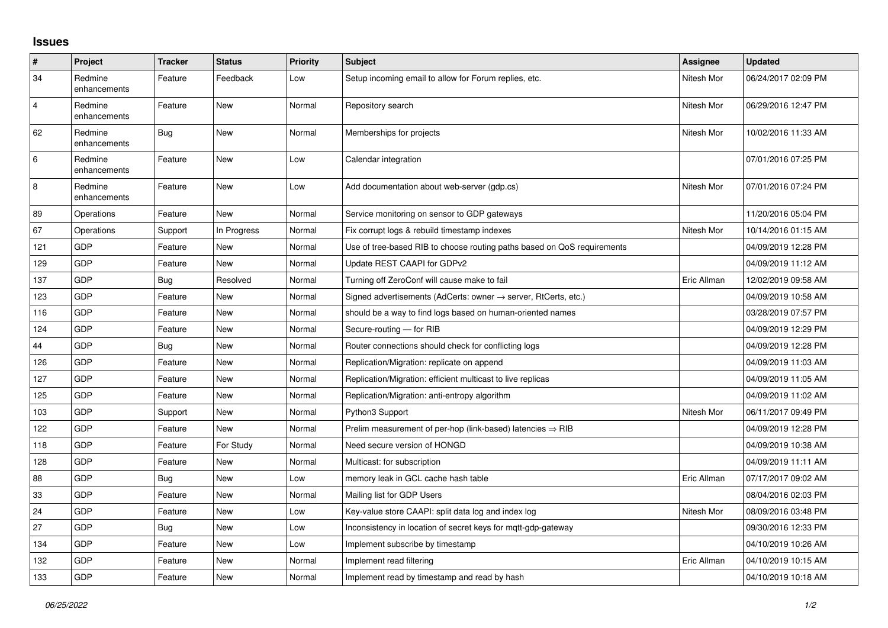## Issues

| # | Project | Tracker | Status | Priority | Subject | Assignee | Updated |
|---|---|---|---|---|---|---|---|
| 34 | Redmine enhancements | Feature | Feedback | Low | Setup incoming email to allow for Forum replies, etc. | Nitesh Mor | 06/24/2017 02:09 PM |
| 4 | Redmine enhancements | Feature | New | Normal | Repository search | Nitesh Mor | 06/29/2016 12:47 PM |
| 62 | Redmine enhancements | Bug | New | Normal | Memberships for projects | Nitesh Mor | 10/02/2016 11:33 AM |
| 6 | Redmine enhancements | Feature | New | Low | Calendar integration | | 07/01/2016 07:25 PM |
| 8 | Redmine enhancements | Feature | New | Low | Add documentation about web-server (gdp.cs) | Nitesh Mor | 07/01/2016 07:24 PM |
| 89 | Operations | Feature | New | Normal | Service monitoring on sensor to GDP gateways | | 11/20/2016 05:04 PM |
| 67 | Operations | Support | In Progress | Normal | Fix corrupt logs & rebuild timestamp indexes | Nitesh Mor | 10/14/2016 01:15 AM |
| 121 | GDP | Feature | New | Normal | Use of tree-based RIB to choose routing paths based on QoS requirements | | 04/09/2019 12:28 PM |
| 129 | GDP | Feature | New | Normal | Update REST CAAPI for GDPv2 | | 04/09/2019 11:12 AM |
| 137 | GDP | Bug | Resolved | Normal | Turning off ZeroConf will cause make to fail | Eric Allman | 12/02/2019 09:58 AM |
| 123 | GDP | Feature | New | Normal | Signed advertisements (AdCerts: owner → server, RtCerts, etc.) | | 04/09/2019 10:58 AM |
| 116 | GDP | Feature | New | Normal | should be a way to find logs based on human-oriented names | | 03/28/2019 07:57 PM |
| 124 | GDP | Feature | New | Normal | Secure-routing — for RIB | | 04/09/2019 12:29 PM |
| 44 | GDP | Bug | New | Normal | Router connections should check for conflicting logs | | 04/09/2019 12:28 PM |
| 126 | GDP | Feature | New | Normal | Replication/Migration: replicate on append | | 04/09/2019 11:03 AM |
| 127 | GDP | Feature | New | Normal | Replication/Migration: efficient multicast to live replicas | | 04/09/2019 11:05 AM |
| 125 | GDP | Feature | New | Normal | Replication/Migration: anti-entropy algorithm | | 04/09/2019 11:02 AM |
| 103 | GDP | Support | New | Normal | Python3 Support | Nitesh Mor | 06/11/2017 09:49 PM |
| 122 | GDP | Feature | New | Normal | Prelim measurement of per-hop (link-based) latencies ⇒ RIB | | 04/09/2019 12:28 PM |
| 118 | GDP | Feature | For Study | Normal | Need secure version of HONGD | | 04/09/2019 10:38 AM |
| 128 | GDP | Feature | New | Normal | Multicast: for subscription | | 04/09/2019 11:11 AM |
| 88 | GDP | Bug | New | Low | memory leak in GCL cache hash table | Eric Allman | 07/17/2017 09:02 AM |
| 33 | GDP | Feature | New | Normal | Mailing list for GDP Users | | 08/04/2016 02:03 PM |
| 24 | GDP | Feature | New | Low | Key-value store CAAPI: split data log and index log | Nitesh Mor | 08/09/2016 03:48 PM |
| 27 | GDP | Bug | New | Low | Inconsistency in location of secret keys for mqtt-gdp-gateway | | 09/30/2016 12:33 PM |
| 134 | GDP | Feature | New | Low | Implement subscribe by timestamp | | 04/10/2019 10:26 AM |
| 132 | GDP | Feature | New | Normal | Implement read filtering | Eric Allman | 04/10/2019 10:15 AM |
| 133 | GDP | Feature | New | Normal | Implement read by timestamp and read by hash | | 04/10/2019 10:18 AM |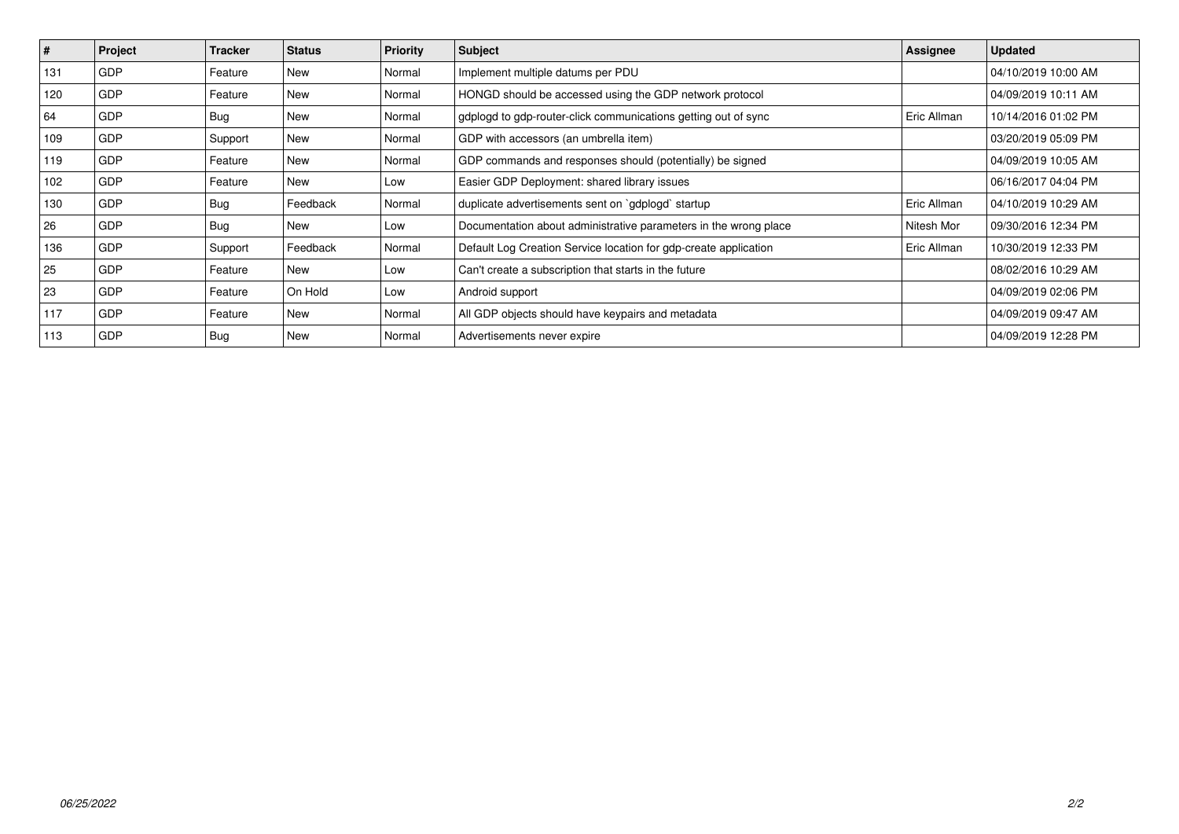| # | Project | Tracker | Status | Priority | Subject | Assignee | Updated |
| --- | --- | --- | --- | --- | --- | --- | --- |
| 131 | GDP | Feature | New | Normal | Implement multiple datums per PDU | | 04/10/2019 10:00 AM |
| 120 | GDP | Feature | New | Normal | HONGD should be accessed using the GDP network protocol | | 04/09/2019 10:11 AM |
| 64 | GDP | Bug | New | Normal | gdplogd to gdp-router-click communications getting out of sync | Eric Allman | 10/14/2016 01:02 PM |
| 109 | GDP | Support | New | Normal | GDP with accessors (an umbrella item) | | 03/20/2019 05:09 PM |
| 119 | GDP | Feature | New | Normal | GDP commands and responses should (potentially) be signed | | 04/09/2019 10:05 AM |
| 102 | GDP | Feature | New | Low | Easier GDP Deployment: shared library issues | | 06/16/2017 04:04 PM |
| 130 | GDP | Bug | Feedback | Normal | duplicate advertisements sent on `gdplogd` startup | Eric Allman | 04/10/2019 10:29 AM |
| 26 | GDP | Bug | New | Low | Documentation about administrative parameters in the wrong place | Nitesh Mor | 09/30/2016 12:34 PM |
| 136 | GDP | Support | Feedback | Normal | Default Log Creation Service location for gdp-create application | Eric Allman | 10/30/2019 12:33 PM |
| 25 | GDP | Feature | New | Low | Can't create a subscription that starts in the future | | 08/02/2016 10:29 AM |
| 23 | GDP | Feature | On Hold | Low | Android support | | 04/09/2019 02:06 PM |
| 117 | GDP | Feature | New | Normal | All GDP objects should have keypairs and metadata | | 04/09/2019 09:47 AM |
| 113 | GDP | Bug | New | Normal | Advertisements never expire | | 04/09/2019 12:28 PM |